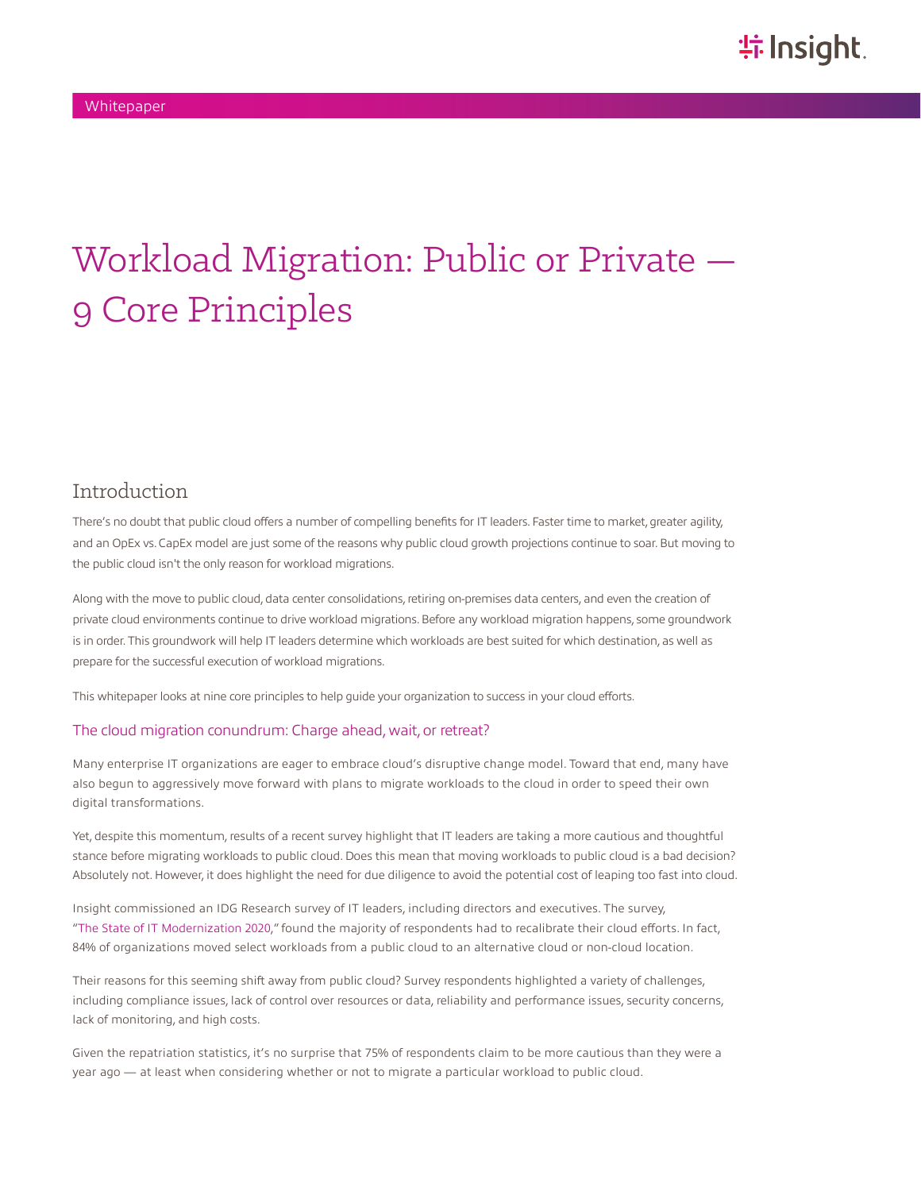Whitepaper

# Workload Migration: Public or Private — 9 Core Principles

## Introduction

There's no doubt that public cloud offers a number of compelling benefits for IT leaders. Faster time to market, greater agility, and an OpEx vs. CapEx model are just some of the reasons why public cloud growth projections continue to soar. But moving to the public cloud isn't the only reason for workload migrations.

Along with the move to public cloud, data center consolidations, retiring on-premises data centers, and even the creation of private cloud environments continue to drive workload migrations. Before any workload migration happens, some groundwork is in order. This groundwork will help IT leaders determine which workloads are best suited for which destination, as well as prepare for the successful execution of workload migrations.

This whitepaper looks at nine core principles to help guide your organization to success in your cloud efforts.

### The cloud migration conundrum: Charge ahead, wait, or retreat?

Many enterprise IT organizations are eager to embrace cloud's disruptive change model. Toward that end, many have also begun to aggressively move forward with plans to migrate workloads to the cloud in order to speed their own digital transformations.

Yet, despite this momentum, results of a recent survey highlight that IT leaders are taking a more cautious and thoughtful stance before migrating workloads to public cloud. Does this mean that moving workloads to public cloud is a bad decision? Absolutely not. However, it does highlight the need for due diligence to avoid the potential cost of leaping too fast into cloud.

Insight commissioned an IDG Research survey of IT leaders, including directors and executives. The survey, "The State of IT Modernization 2020," found the majority of respondents had to recalibrate their cloud efforts. In fact, 84% of organizations moved select workloads from a public cloud to an alternative cloud or non-cloud location.

Their reasons for this seeming shift away from public cloud? Survey respondents highlighted a variety of challenges, including compliance issues, lack of control over resources or data, reliability and performance issues, security concerns, lack of monitoring, and high costs.

Given the repatriation statistics, it's no surprise that 75% of respondents claim to be more cautious than they were a year ago — at least when considering whether or not to migrate a particular workload to public cloud.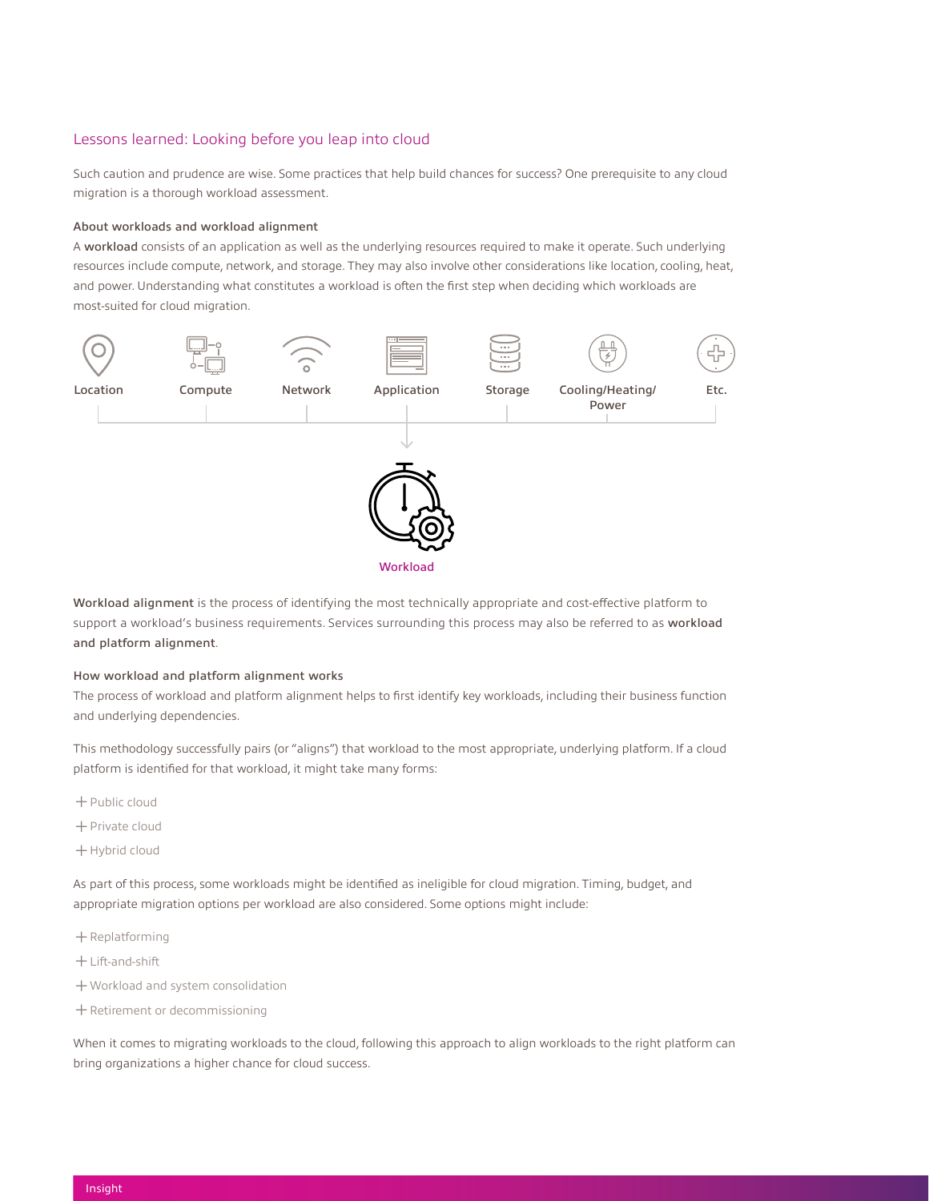## Lessons learned: Looking before you leap into cloud

Such caution and prudence are wise. Some practices that help build chances for success? One prerequisite to any cloud migration is a thorough workload assessment.

### About workloads and workload alignment

A **workload** consists of an application as well as the underlying resources required to make it operate. Such underlying resources include compute, network, and storage. They may also involve other considerations like location, cooling, heat, and power. Understanding what constitutes a workload is often the first step when deciding which workloads are most-suited for cloud migration.

Location | Compute | Network | Application | Storage | Cooling/Heating/Power | Etc.

Workload

**Workload alignment** is the process of identifying the most technically appropriate and cost-effective platform to support a workload's business requirements. Services surrounding this process may also be referred to as **workload and platform alignment**.

### How workload and platform alignment works

The process of workload and platform alignment helps to first identify key workloads, including their business function and underlying dependencies.

This methodology successfully pairs (or "aligns") that workload to the most appropriate, underlying platform. If a cloud platform is identified for that workload, it might take many forms:

- Public cloud
- Private cloud
- Hybrid cloud

As part of this process, some workloads might be identified as ineligible for cloud migration. Timing, budget, and appropriate migration options per workload are also considered. Some options might include:

- Replatforming
- Lift-and-shift
- Workload and system consolidation
- Retirement or decommissioning

When it comes to migrating workloads to the cloud, following this approach to align workloads to the right platform can bring organizations a higher chance for cloud success.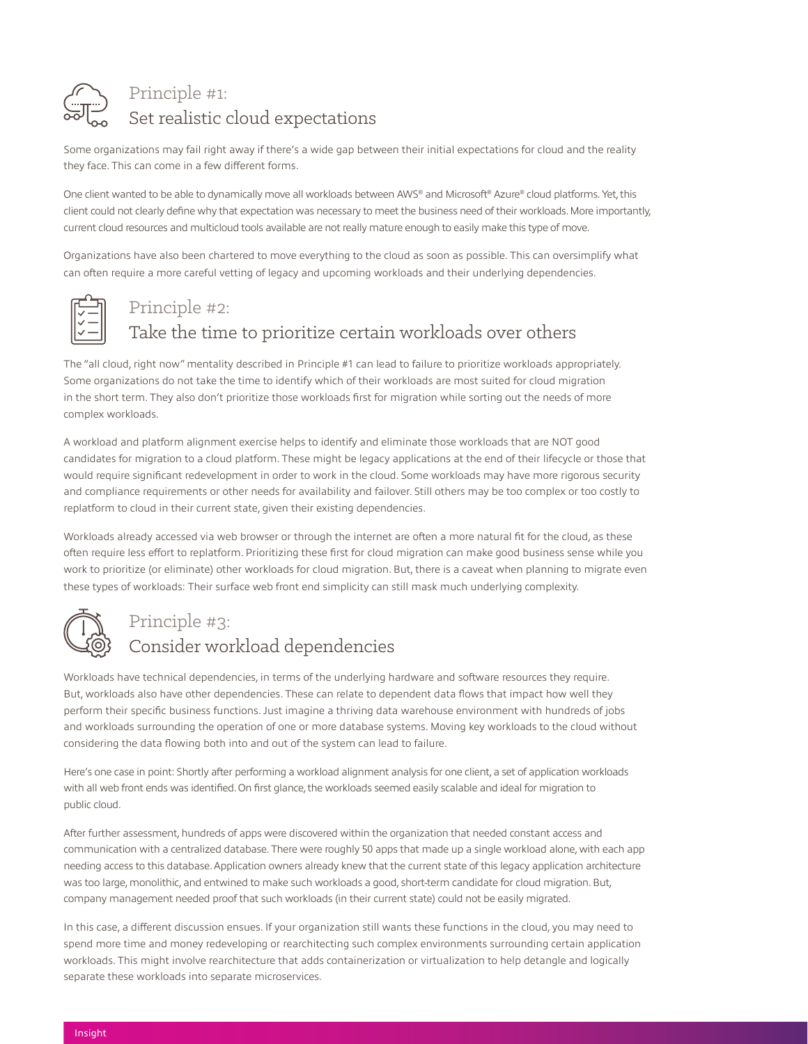## Principle #1:
## Set realistic cloud expectations

Some organizations may fail right away if there's a wide gap between their initial expectations for cloud and the reality they face. This can come in a few different forms.

One client wanted to be able to dynamically move all workloads between AWS® and Microsoft® Azure® cloud platforms. Yet, this client could not clearly define why that expectation was necessary to meet the business need of their workloads. More importantly, current cloud resources and multicloud tools available are not really mature enough to easily make this type of move.

Organizations have also been chartered to move everything to the cloud as soon as possible. This can oversimplify what can often require a more careful vetting of legacy and upcoming workloads and their underlying dependencies.

## Principle #2:
## Take the time to prioritize certain workloads over others

The "all cloud, right now" mentality described in Principle #1 can lead to failure to prioritize workloads appropriately. Some organizations do not take the time to identify which of their workloads are most suited for cloud migration in the short term. They also don't prioritize those workloads first for migration while sorting out the needs of more complex workloads.

A workload and platform alignment exercise helps to identify and eliminate those workloads that are NOT good candidates for migration to a cloud platform. These might be legacy applications at the end of their lifecycle or those that would require significant redevelopment in order to work in the cloud. Some workloads may have more rigorous security and compliance requirements or other needs for availability and failover. Still others may be too complex or too costly to replatform to cloud in their current state, given their existing dependencies.

Workloads already accessed via web browser or through the internet are often a more natural fit for the cloud, as these often require less effort to replatform. Prioritizing these first for cloud migration can make good business sense while you work to prioritize (or eliminate) other workloads for cloud migration. But, there is a caveat when planning to migrate even these types of workloads: Their surface web front end simplicity can still mask much underlying complexity.

## Principle #3:
## Consider workload dependencies

Workloads have technical dependencies, in terms of the underlying hardware and software resources they require. But, workloads also have other dependencies. These can relate to dependent data flows that impact how well they perform their specific business functions. Just imagine a thriving data warehouse environment with hundreds of jobs and workloads surrounding the operation of one or more database systems. Moving key workloads to the cloud without considering the data flowing both into and out of the system can lead to failure.

Here's one case in point: Shortly after performing a workload alignment analysis for one client, a set of application workloads with all web front ends was identified. On first glance, the workloads seemed easily scalable and ideal for migration to public cloud.

After further assessment, hundreds of apps were discovered within the organization that needed constant access and communication with a centralized database. There were roughly 50 apps that made up a single workload alone, with each app needing access to this database. Application owners already knew that the current state of this legacy application architecture was too large, monolithic, and entwined to make such workloads a good, short-term candidate for cloud migration. But, company management needed proof that such workloads (in their current state) could not be easily migrated.

In this case, a different discussion ensues. If your organization still wants these functions in the cloud, you may need to spend more time and money redeveloping or rearchitecting such complex environments surrounding certain application workloads. This might involve rearchitecture that adds containerization or virtualization to help detangle and logically separate these workloads into separate microservices.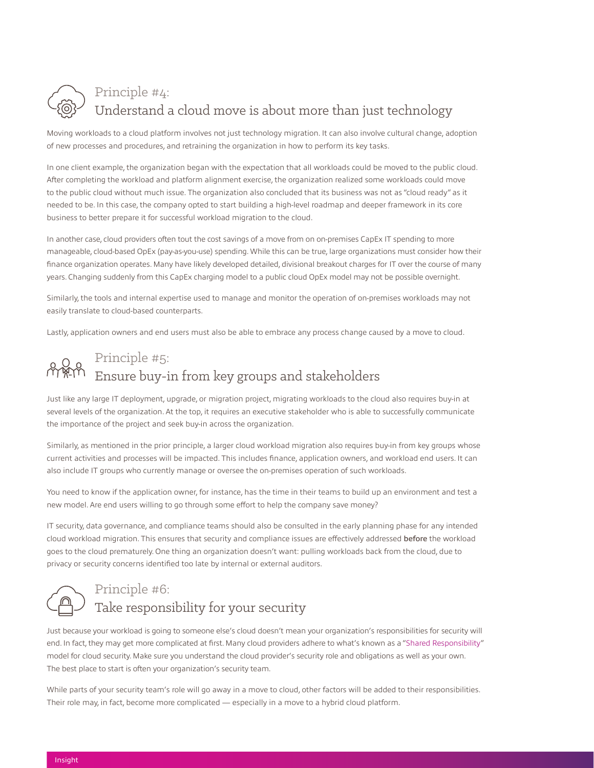## Principle #4:
## Understand a cloud move is about more than just technology

Moving workloads to a cloud platform involves not just technology migration. It can also involve cultural change, adoption of new processes and procedures, and retraining the organization in how to perform its key tasks.

In one client example, the organization began with the expectation that all workloads could be moved to the public cloud. After completing the workload and platform alignment exercise, the organization realized some workloads could move to the public cloud without much issue. The organization also concluded that its business was not as "cloud ready" as it needed to be. In this case, the company opted to start building a high-level roadmap and deeper framework in its core business to better prepare it for successful workload migration to the cloud.

In another case, cloud providers often tout the cost savings of a move from on on-premises CapEx IT spending to more manageable, cloud-based OpEx (pay-as-you-use) spending. While this can be true, large organizations must consider how their finance organization operates. Many have likely developed detailed, divisional breakout charges for IT over the course of many years. Changing suddenly from this CapEx charging model to a public cloud OpEx model may not be possible overnight.

Similarly, the tools and internal expertise used to manage and monitor the operation of on-premises workloads may not easily translate to cloud-based counterparts.

Lastly, application owners and end users must also be able to embrace any process change caused by a move to cloud.

## Principle #5:
## Ensure buy-in from key groups and stakeholders

Just like any large IT deployment, upgrade, or migration project, migrating workloads to the cloud also requires buy-in at several levels of the organization. At the top, it requires an executive stakeholder who is able to successfully communicate the importance of the project and seek buy-in across the organization.

Similarly, as mentioned in the prior principle, a larger cloud workload migration also requires buy-in from key groups whose current activities and processes will be impacted. This includes finance, application owners, and workload end users. It can also include IT groups who currently manage or oversee the on-premises operation of such workloads.

You need to know if the application owner, for instance, has the time in their teams to build up an environment and test a new model. Are end users willing to go through some effort to help the company save money?

IT security, data governance, and compliance teams should also be consulted in the early planning phase for any intended cloud workload migration. This ensures that security and compliance issues are effectively addressed **before** the workload goes to the cloud prematurely. One thing an organization doesn't want: pulling workloads back from the cloud, due to privacy or security concerns identified too late by internal or external auditors.

## Principle #6:
## Take responsibility for your security

Just because your workload is going to someone else's cloud doesn't mean your organization's responsibilities for security will end. In fact, they may get more complicated at first. Many cloud providers adhere to what's known as a "Shared Responsibility" model for cloud security. Make sure you understand the cloud provider's security role and obligations as well as your own. The best place to start is often your organization's security team.

While parts of your security team's role will go away in a move to cloud, other factors will be added to their responsibilities. Their role may, in fact, become more complicated — especially in a move to a hybrid cloud platform.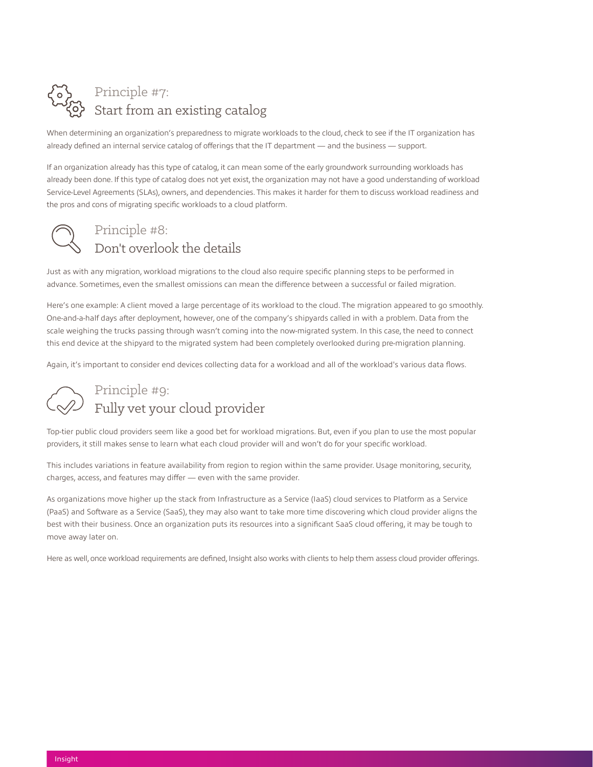## Principle #7: Start from an existing catalog

When determining an organization's preparedness to migrate workloads to the cloud, check to see if the IT organization has already defined an internal service catalog of offerings that the IT department — and the business — support.

If an organization already has this type of catalog, it can mean some of the early groundwork surrounding workloads has already been done. If this type of catalog does not yet exist, the organization may not have a good understanding of workload Service-Level Agreements (SLAs), owners, and dependencies. This makes it harder for them to discuss workload readiness and the pros and cons of migrating specific workloads to a cloud platform.

## Principle #8: Don't overlook the details

Just as with any migration, workload migrations to the cloud also require specific planning steps to be performed in advance. Sometimes, even the smallest omissions can mean the difference between a successful or failed migration.

Here's one example: A client moved a large percentage of its workload to the cloud. The migration appeared to go smoothly. One-and-a-half days after deployment, however, one of the company's shipyards called in with a problem. Data from the scale weighing the trucks passing through wasn't coming into the now-migrated system. In this case, the need to connect this end device at the shipyard to the migrated system had been completely overlooked during pre-migration planning.

Again, it's important to consider end devices collecting data for a workload and all of the workload's various data flows.

## Principle #9: Fully vet your cloud provider

Top-tier public cloud providers seem like a good bet for workload migrations. But, even if you plan to use the most popular providers, it still makes sense to learn what each cloud provider will and won't do for your specific workload.

This includes variations in feature availability from region to region within the same provider. Usage monitoring, security, charges, access, and features may differ — even with the same provider.

As organizations move higher up the stack from Infrastructure as a Service (IaaS) cloud services to Platform as a Service (PaaS) and Software as a Service (SaaS), they may also want to take more time discovering which cloud provider aligns the best with their business. Once an organization puts its resources into a significant SaaS cloud offering, it may be tough to move away later on.

Here as well, once workload requirements are defined, Insight also works with clients to help them assess cloud provider offerings.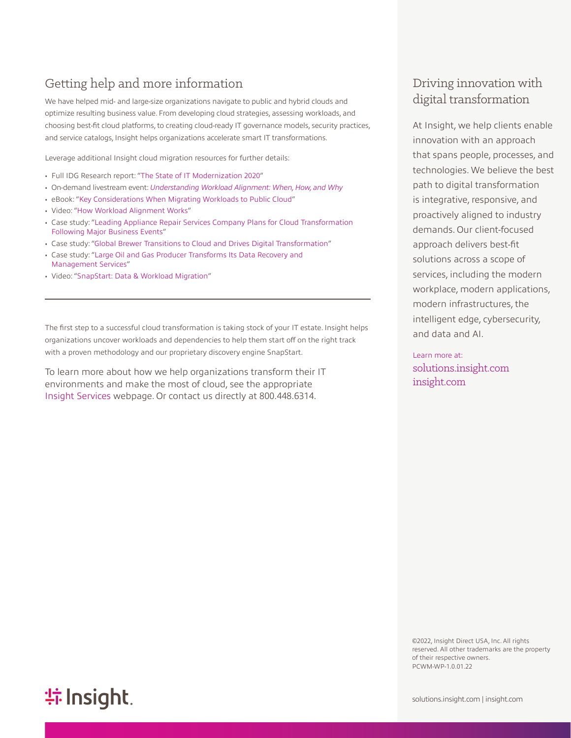## Getting help and more information

We have helped mid- and large-size organizations navigate to public and hybrid clouds and optimize resulting business value. From developing cloud strategies, assessing workloads, and choosing best-fit cloud platforms, to creating cloud-ready IT governance models, security practices, and service catalogs, Insight helps organizations accelerate smart IT transformations.

Leverage additional Insight cloud migration resources for further details:

- Full IDG Research report: "The State of IT Modernization 2020"
- On-demand livestream event: *Understanding Workload Alignment: When, How, and Why*
- eBook: "Key Considerations When Migrating Workloads to Public Cloud"
- Video: "How Workload Alignment Works"
- Case study: "Leading Appliance Repair Services Company Plans for Cloud Transformation Following Major Business Events"
- Case study: "Global Brewer Transitions to Cloud and Drives Digital Transformation"
- Case study: "Large Oil and Gas Producer Transforms Its Data Recovery and Management Services"
- Video: "SnapStart: Data & Workload Migration"

---

The first step to a successful cloud transformation is taking stock of your IT estate. Insight helps organizations uncover workloads and dependencies to help them start off on the right track with a proven methodology and our proprietary discovery engine SnapStart.

To learn more about how we help organizations transform their IT environments and make the most of cloud, see the appropriate Insight Services webpage. Or contact us directly at 800.448.6314.

## Driving innovation with digital transformation

At Insight, we help clients enable innovation with an approach that spans people, processes, and technologies. We believe the best path to digital transformation is integrative, responsive, and proactively aligned to industry demands. Our client-focused approach delivers best-fit solutions across a scope of services, including the modern workplace, modern applications, modern infrastructures, the intelligent edge, cybersecurity, and data and AI.

Learn more at:
solutions.insight.com
insight.com

©2022, Insight Direct USA, Inc. All rights reserved. All other trademarks are the property of their respective owners.
PCWM-WP-1.0.01.22

Insight.

solutions.insight.com | insight.com